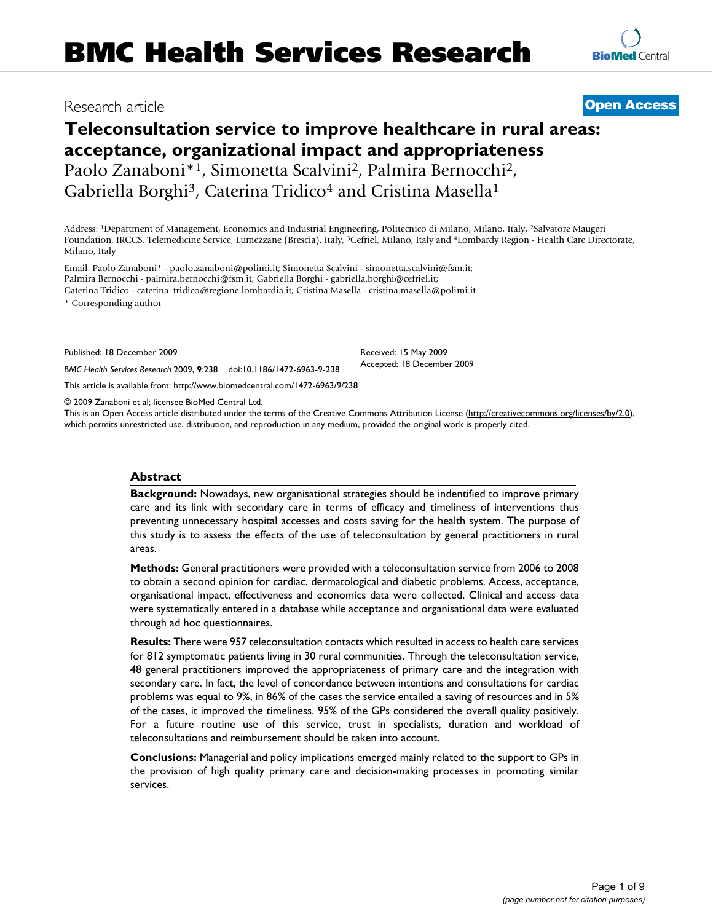# BMC Health Services Research

Research article

**Open Access**

# Teleconsultation service to improve healthcare in rural areas: acceptance, organizational impact and appropriateness

Paolo Zanaboni*[1], Simonetta Scalvini[2], Palmira Bernocchi[2], Gabriella Borghi[3], Caterina Tridico[4] and Cristina Masella[1]

Address: [1]Department of Management, Economics and Industrial Engineering, Politecnico di Milano, Milano, Italy, [2]Salvatore Maugeri Foundation, IRCCS, Telemedicine Service, Lumezzane (Brescia), Italy, [3]Cefriel, Milano, Italy and [4]Lombardy Region - Health Care Directorate, Milano, Italy

Email: Paolo Zanaboni* - paolo.zanaboni@polimi.it; Simonetta Scalvini - simonetta.scalvini@fsm.it; Palmira Bernocchi - palmira.bernocchi@fsm.it; Gabriella Borghi - gabriella.borghi@cefriel.it; Caterina Tridico - caterina_tridico@regione.lombardia.it; Cristina Masella - cristina.masella@polimi.it

\* Corresponding author

Published: 18 December 2009

Received: 15 May 2009

Accepted: 18 December 2009

*BMC Health Services Research* 2009, **9**:238 doi:10.1186/1472-6963-9-238

This article is available from: http://www.biomedcentral.com/1472-6963/9/238

© 2009 Zanaboni et al; licensee BioMed Central Ltd.

This is an Open Access article distributed under the terms of the Creative Commons Attribution License (http://creativecommons.org/licenses/by/2.0), which permits unrestricted use, distribution, and reproduction in any medium, provided the original work is properly cited.

## Abstract

**Background:** Nowadays, new organisational strategies should be indentified to improve primary care and its link with secondary care in terms of efficacy and timeliness of interventions thus preventing unnecessary hospital accesses and costs saving for the health system. The purpose of this study is to assess the effects of the use of teleconsultation by general practitioners in rural areas.

**Methods:** General practitioners were provided with a teleconsultation service from 2006 to 2008 to obtain a second opinion for cardiac, dermatological and diabetic problems. Access, acceptance, organisational impact, effectiveness and economics data were collected. Clinical and access data were systematically entered in a database while acceptance and organisational data were evaluated through ad hoc questionnaires.

**Results:** There were 957 teleconsultation contacts which resulted in access to health care services for 812 symptomatic patients living in 30 rural communities. Through the teleconsultation service, 48 general practitioners improved the appropriateness of primary care and the integration with secondary care. In fact, the level of concordance between intentions and consultations for cardiac problems was equal to 9%, in 86% of the cases the service entailed a saving of resources and in 5% of the cases, it improved the timeliness. 95% of the GPs considered the overall quality positively. For a future routine use of this service, trust in specialists, duration and workload of teleconsultations and reimbursement should be taken into account.

**Conclusions:** Managerial and policy implications emerged mainly related to the support to GPs in the provision of high quality primary care and decision-making processes in promoting similar services.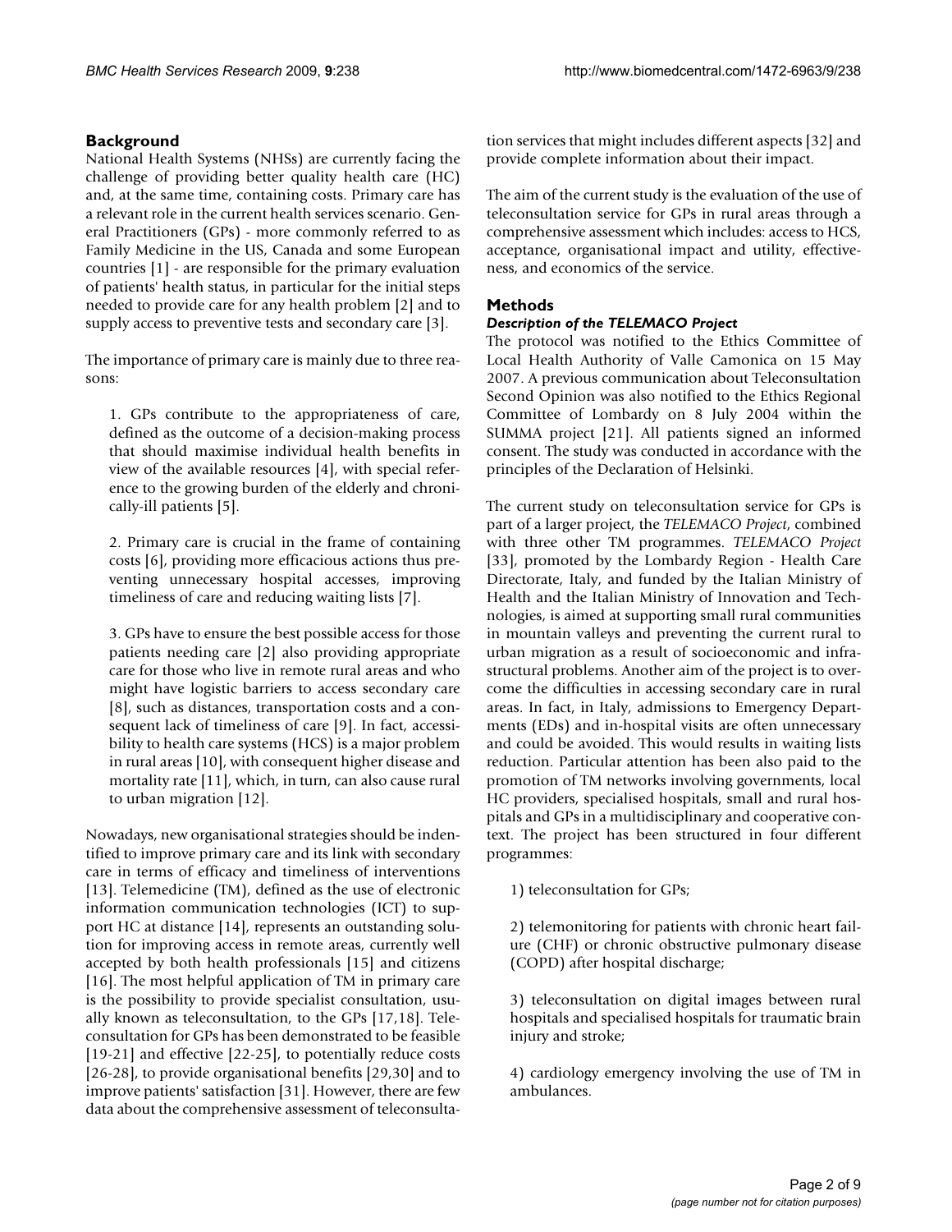## Background

National Health Systems (NHSs) are currently facing the challenge of providing better quality health care (HC) and, at the same time, containing costs. Primary care has a relevant role in the current health services scenario. General Practitioners (GPs) - more commonly referred to as Family Medicine in the US, Canada and some European countries [1] - are responsible for the primary evaluation of patients' health status, in particular for the initial steps needed to provide care for any health problem [2] and to supply access to preventive tests and secondary care [3].

The importance of primary care is mainly due to three reasons:

1. GPs contribute to the appropriateness of care, defined as the outcome of a decision-making process that should maximise individual health benefits in view of the available resources [4], with special reference to the growing burden of the elderly and chronically-ill patients [5].

2. Primary care is crucial in the frame of containing costs [6], providing more efficacious actions thus preventing unnecessary hospital accesses, improving timeliness of care and reducing waiting lists [7].

3. GPs have to ensure the best possible access for those patients needing care [2] also providing appropriate care for those who live in remote rural areas and who might have logistic barriers to access secondary care [8], such as distances, transportation costs and a consequent lack of timeliness of care [9]. In fact, accessibility to health care systems (HCS) is a major problem in rural areas [10], with consequent higher disease and mortality rate [11], which, in turn, can also cause rural to urban migration [12].

Nowadays, new organisational strategies should be indentified to improve primary care and its link with secondary care in terms of efficacy and timeliness of interventions [13]. Telemedicine (TM), defined as the use of electronic information communication technologies (ICT) to support HC at distance [14], represents an outstanding solution for improving access in remote areas, currently well accepted by both health professionals [15] and citizens [16]. The most helpful application of TM in primary care is the possibility to provide specialist consultation, usually known as teleconsultation, to the GPs [17,18]. Teleconsultation for GPs has been demonstrated to be feasible [19-21] and effective [22-25], to potentially reduce costs [26-28], to provide organisational benefits [29,30] and to improve patients' satisfaction [31]. However, there are few data about the comprehensive assessment of teleconsultation services that might includes different aspects [32] and provide complete information about their impact.

The aim of the current study is the evaluation of the use of teleconsultation service for GPs in rural areas through a comprehensive assessment which includes: access to HCS, acceptance, organisational impact and utility, effectiveness, and economics of the service.

## Methods

### *Description of the TELEMACO Project*

The protocol was notified to the Ethics Committee of Local Health Authority of Valle Camonica on 15 May 2007. A previous communication about Teleconsultation Second Opinion was also notified to the Ethics Regional Committee of Lombardy on 8 July 2004 within the SUMMA project [21]. All patients signed an informed consent. The study was conducted in accordance with the principles of the Declaration of Helsinki.

The current study on teleconsultation service for GPs is part of a larger project, the *TELEMACO Project*, combined with three other TM programmes. *TELEMACO Project* [33], promoted by the Lombardy Region - Health Care Directorate, Italy, and funded by the Italian Ministry of Health and the Italian Ministry of Innovation and Technologies, is aimed at supporting small rural communities in mountain valleys and preventing the current rural to urban migration as a result of socioeconomic and infrastructural problems. Another aim of the project is to overcome the difficulties in accessing secondary care in rural areas. In fact, in Italy, admissions to Emergency Departments (EDs) and in-hospital visits are often unnecessary and could be avoided. This would results in waiting lists reduction. Particular attention has been also paid to the promotion of TM networks involving governments, local HC providers, specialised hospitals, small and rural hospitals and GPs in a multidisciplinary and cooperative context. The project has been structured in four different programmes:

1) teleconsultation for GPs;

2) telemonitoring for patients with chronic heart failure (CHF) or chronic obstructive pulmonary disease (COPD) after hospital discharge;

3) teleconsultation on digital images between rural hospitals and specialised hospitals for traumatic brain injury and stroke;

4) cardiology emergency involving the use of TM in ambulances.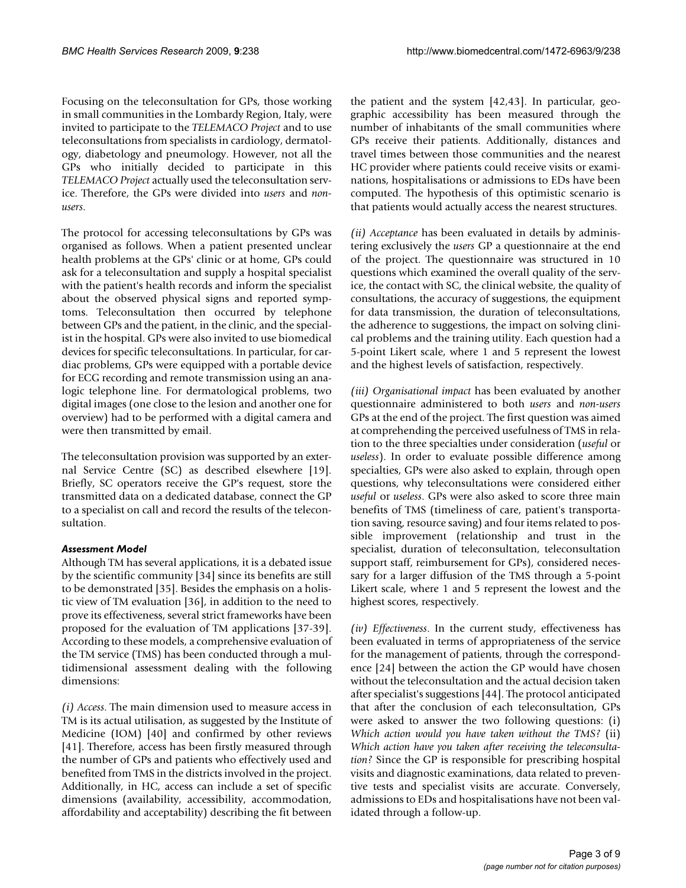Focusing on the teleconsultation for GPs, those working in small communities in the Lombardy Region, Italy, were invited to participate to the *TELEMACO Project* and to use teleconsultations from specialists in cardiology, dermatology, diabetology and pneumology. However, not all the GPs who initially decided to participate in this *TELEMACO Project* actually used the teleconsultation service. Therefore, the GPs were divided into *users* and *non-users*.

The protocol for accessing teleconsultations by GPs was organised as follows. When a patient presented unclear health problems at the GPs' clinic or at home, GPs could ask for a teleconsultation and supply a hospital specialist with the patient's health records and inform the specialist about the observed physical signs and reported symptoms. Teleconsultation then occurred by telephone between GPs and the patient, in the clinic, and the specialist in the hospital. GPs were also invited to use biomedical devices for specific teleconsultations. In particular, for cardiac problems, GPs were equipped with a portable device for ECG recording and remote transmission using an analogic telephone line. For dermatological problems, two digital images (one close to the lesion and another one for overview) had to be performed with a digital camera and were then transmitted by email.

The teleconsultation provision was supported by an external Service Centre (SC) as described elsewhere [19]. Briefly, SC operators receive the GP's request, store the transmitted data on a dedicated database, connect the GP to a specialist on call and record the results of the teleconsultation.

### *Assessment Model*

Although TM has several applications, it is a debated issue by the scientific community [34] since its benefits are still to be demonstrated [35]. Besides the emphasis on a holistic view of TM evaluation [36], in addition to the need to prove its effectiveness, several strict frameworks have been proposed for the evaluation of TM applications [37-39]. According to these models, a comprehensive evaluation of the TM service (TMS) has been conducted through a multidimensional assessment dealing with the following dimensions:

*(i) Access*. The main dimension used to measure access in TM is its actual utilisation, as suggested by the Institute of Medicine (IOM) [40] and confirmed by other reviews [41]. Therefore, access has been firstly measured through the number of GPs and patients who effectively used and benefited from TMS in the districts involved in the project. Additionally, in HC, access can include a set of specific dimensions (availability, accessibility, accommodation, affordability and acceptability) describing the fit between the patient and the system [42,43]. In particular, geographic accessibility has been measured through the number of inhabitants of the small communities where GPs receive their patients. Additionally, distances and travel times between those communities and the nearest HC provider where patients could receive visits or examinations, hospitalisations or admissions to EDs have been computed. The hypothesis of this optimistic scenario is that patients would actually access the nearest structures.

*(ii) Acceptance* has been evaluated in details by administering exclusively the *users* GP a questionnaire at the end of the project. The questionnaire was structured in 10 questions which examined the overall quality of the service, the contact with SC, the clinical website, the quality of consultations, the accuracy of suggestions, the equipment for data transmission, the duration of teleconsultations, the adherence to suggestions, the impact on solving clinical problems and the training utility. Each question had a 5-point Likert scale, where 1 and 5 represent the lowest and the highest levels of satisfaction, respectively.

*(iii) Organisational impact* has been evaluated by another questionnaire administered to both *users* and *non-users* GPs at the end of the project. The first question was aimed at comprehending the perceived usefulness of TMS in relation to the three specialties under consideration (*useful* or *useless*). In order to evaluate possible difference among specialties, GPs were also asked to explain, through open questions, why teleconsultations were considered either *useful* or *useless*. GPs were also asked to score three main benefits of TMS (timeliness of care, patient's transportation saving, resource saving) and four items related to possible improvement (relationship and trust in the specialist, duration of teleconsultation, teleconsultation support staff, reimbursement for GPs), considered necessary for a larger diffusion of the TMS through a 5-point Likert scale, where 1 and 5 represent the lowest and the highest scores, respectively.

*(iv) Effectiveness*. In the current study, effectiveness has been evaluated in terms of appropriateness of the service for the management of patients, through the correspondence [24] between the action the GP would have chosen without the teleconsultation and the actual decision taken after specialist's suggestions [44]. The protocol anticipated that after the conclusion of each teleconsultation, GPs were asked to answer the two following questions: (i) *Which action would you have taken without the TMS?* (ii) *Which action have you taken after receiving the teleconsultation?* Since the GP is responsible for prescribing hospital visits and diagnostic examinations, data related to preventive tests and specialist visits are accurate. Conversely, admissions to EDs and hospitalisations have not been validated through a follow-up.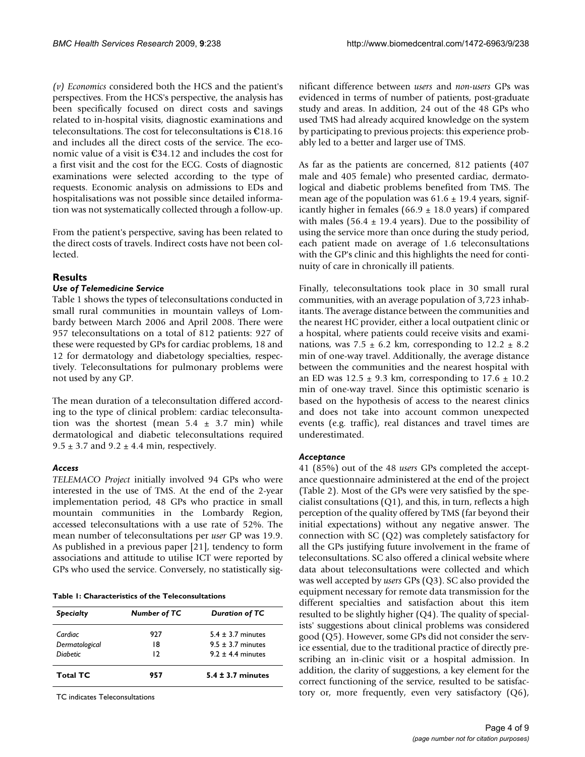*(v) Economics* considered both the HCS and the patient's perspectives. From the HCS's perspective, the analysis has been specifically focused on direct costs and savings related to in-hospital visits, diagnostic examinations and teleconsultations. The cost for teleconsultations is €18.16 and includes all the direct costs of the service. The economic value of a visit is €34.12 and includes the cost for a first visit and the cost for the ECG. Costs of diagnostic examinations were selected according to the type of requests. Economic analysis on admissions to EDs and hospitalisations was not possible since detailed information was not systematically collected through a follow-up.

From the patient's perspective, saving has been related to the direct costs of travels. Indirect costs have not been collected.

## Results

### *Use of Telemedicine Service*

Table 1 shows the types of teleconsultations conducted in small rural communities in mountain valleys of Lombardy between March 2006 and April 2008. There were 957 teleconsultations on a total of 812 patients: 927 of these were requested by GPs for cardiac problems, 18 and 12 for dermatology and diabetology specialties, respectively. Teleconsultations for pulmonary problems were not used by any GP.

The mean duration of a teleconsultation differed according to the type of clinical problem: cardiac teleconsultation was the shortest (mean 5.4 ± 3.7 min) while dermatological and diabetic teleconsultations required 9.5 ± 3.7 and 9.2 ± 4.4 min, respectively.

### *Access*

*TELEMACO Project* initially involved 94 GPs who were interested in the use of TMS. At the end of the 2-year implementation period, 48 GPs who practice in small mountain communities in the Lombardy Region, accessed teleconsultations with a use rate of 52%. The mean number of teleconsultations per *user* GP was 19.9. As published in a previous paper [21], tendency to form associations and attitude to utilise ICT were reported by GPs who used the service. Conversely, no statistically significant difference between *users* and *non-users* GPs was evidenced in terms of number of patients, post-graduate study and areas. In addition, 24 out of the 48 GPs who used TMS had already acquired knowledge on the system by participating to previous projects: this experience probably led to a better and larger use of TMS.

**Table 1: Characteristics of the Teleconsultations**

| *Specialty* | *Number of TC* | *Duration of TC* |
|---|---|---|
| *Cardiac* | 927 | 5.4 ± 3.7 minutes |
| *Dermatological* | 18 | 9.5 ± 3.7 minutes |
| *Diabetic* | 12 | 9.2 ± 4.4 minutes |
| **Total TC** | **957** | **5.4 ± 3.7 minutes** |

TC indicates Teleconsultations

As far as the patients are concerned, 812 patients (407 male and 405 female) who presented cardiac, dermatological and diabetic problems benefited from TMS. The mean age of the population was 61.6 ± 19.4 years, significantly higher in females (66.9 ± 18.0 years) if compared with males (56.4 ± 19.4 years). Due to the possibility of using the service more than once during the study period, each patient made on average of 1.6 teleconsultations with the GP's clinic and this highlights the need for continuity of care in chronically ill patients.

Finally, teleconsultations took place in 30 small rural communities, with an average population of 3,723 inhabitants. The average distance between the communities and the nearest HC provider, either a local outpatient clinic or a hospital, where patients could receive visits and examinations, was 7.5 ± 6.2 km, corresponding to 12.2 ± 8.2 min of one-way travel. Additionally, the average distance between the communities and the nearest hospital with an ED was 12.5 ± 9.3 km, corresponding to 17.6 ± 10.2 min of one-way travel. Since this optimistic scenario is based on the hypothesis of access to the nearest clinics and does not take into account common unexpected events (e.g. traffic), real distances and travel times are underestimated.

### *Acceptance*

41 (85%) out of the 48 *users* GPs completed the acceptance questionnaire administered at the end of the project (Table 2). Most of the GPs were very satisfied by the specialist consultations (Q1), and this, in turn, reflects a high perception of the quality offered by TMS (far beyond their initial expectations) without any negative answer. The connection with SC (Q2) was completely satisfactory for all the GPs justifying future involvement in the frame of teleconsultations. SC also offered a clinical website where data about teleconsultations were collected and which was well accepted by *users* GPs (Q3). SC also provided the equipment necessary for remote data transmission for the different specialties and satisfaction about this item resulted to be slightly higher (Q4). The quality of specialists' suggestions about clinical problems was considered good (Q5). However, some GPs did not consider the service essential, due to the traditional practice of directly prescribing an in-clinic visit or a hospital admission. In addition, the clarity of suggestions, a key element for the correct functioning of the service, resulted to be satisfactory or, more frequently, even very satisfactory (Q6),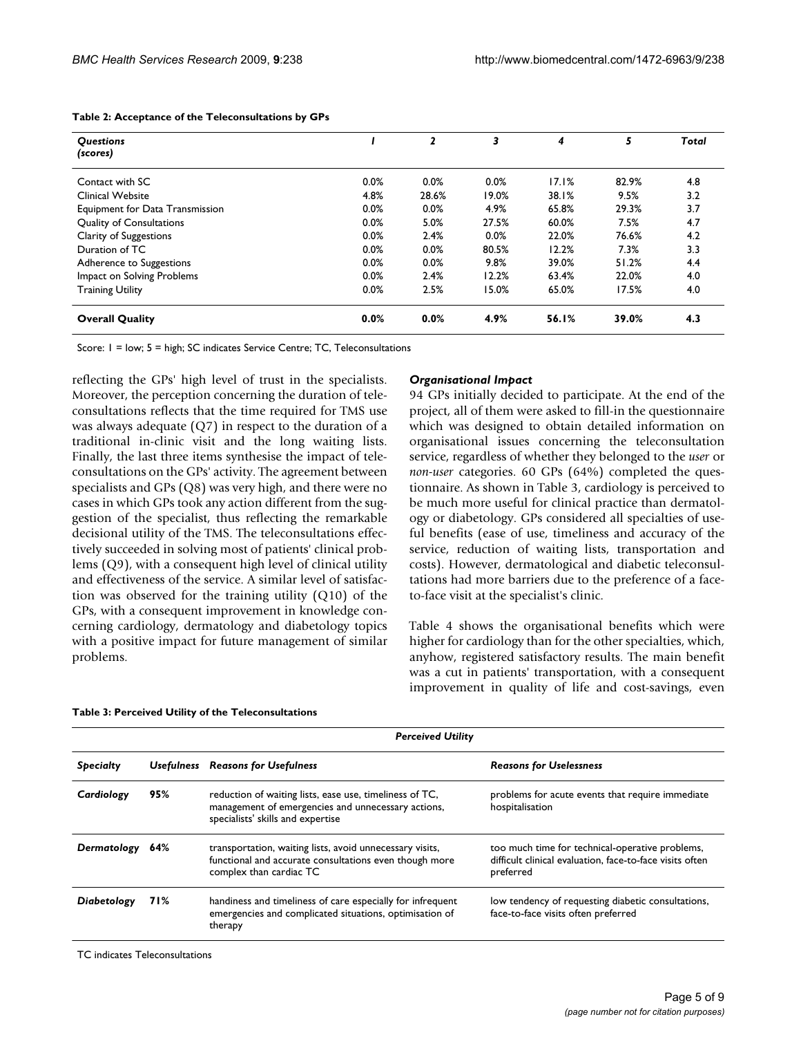**Table 2: Acceptance of the Teleconsultations by GPs**

| *Questions (scores)* | *1* | *2* | *3* | *4* | *5* | *Total* |
|---|---|---|---|---|---|---|
| Contact with SC | 0.0% | 0.0% | 0.0% | 17.1% | 82.9% | 4.8 |
| Clinical Website | 4.8% | 28.6% | 19.0% | 38.1% | 9.5% | 3.2 |
| Equipment for Data Transmission | 0.0% | 0.0% | 4.9% | 65.8% | 29.3% | 3.7 |
| Quality of Consultations | 0.0% | 5.0% | 27.5% | 60.0% | 7.5% | 4.7 |
| Clarity of Suggestions | 0.0% | 2.4% | 0.0% | 22.0% | 76.6% | 4.2 |
| Duration of TC | 0.0% | 0.0% | 80.5% | 12.2% | 7.3% | 3.3 |
| Adherence to Suggestions | 0.0% | 0.0% | 9.8% | 39.0% | 51.2% | 4.4 |
| Impact on Solving Problems | 0.0% | 2.4% | 12.2% | 63.4% | 22.0% | 4.0 |
| Training Utility | 0.0% | 2.5% | 15.0% | 65.0% | 17.5% | 4.0 |
| **Overall Quality** | **0.0%** | **0.0%** | **4.9%** | **56.1%** | **39.0%** | **4.3** |

Score: 1 = low; 5 = high; SC indicates Service Centre; TC, Teleconsultations

reflecting the GPs' high level of trust in the specialists. Moreover, the perception concerning the duration of teleconsultations reflects that the time required for TMS use was always adequate (Q7) in respect to the duration of a traditional in-clinic visit and the long waiting lists. Finally, the last three items synthesise the impact of teleconsultations on the GPs' activity. The agreement between specialists and GPs (Q8) was very high, and there were no cases in which GPs took any action different from the suggestion of the specialist, thus reflecting the remarkable decisional utility of the TMS. The teleconsultations effectively succeeded in solving most of patients' clinical problems (Q9), with a consequent high level of clinical utility and effectiveness of the service. A similar level of satisfaction was observed for the training utility (Q10) of the GPs, with a consequent improvement in knowledge concerning cardiology, dermatology and diabetology topics with a positive impact for future management of similar problems.

### *Organisational Impact*

94 GPs initially decided to participate. At the end of the project, all of them were asked to fill-in the questionnaire which was designed to obtain detailed information on organisational issues concerning the teleconsultation service, regardless of whether they belonged to the *user* or *non-user* categories. 60 GPs (64%) completed the questionnaire. As shown in Table 3, cardiology is perceived to be much more useful for clinical practice than dermatology or diabetology. GPs considered all specialties of useful benefits (ease of use, timeliness and accuracy of the service, reduction of waiting lists, transportation and costs). However, dermatological and diabetic teleconsultations had more barriers due to the preference of a face-to-face visit at the specialist's clinic.

Table 4 shows the organisational benefits which were higher for cardiology than for the other specialties, which, anyhow, registered satisfactory results. The main benefit was a cut in patients' transportation, with a consequent improvement in quality of life and cost-savings, even

**Table 3: Perceived Utility of the Teleconsultations**

| | *Perceived Utility* | | |
|---|---|---|---|
| ***Specialty*** | ***Usefulness*** | ***Reasons for Usefulness*** | ***Reasons for Uselessness*** |
| ***Cardiology*** | **95%** | reduction of waiting lists, ease use, timeliness of TC, management of emergencies and unnecessary actions, specialists' skills and expertise | problems for acute events that require immediate hospitalisation |
| ***Dermatology*** | **64%** | transportation, waiting lists, avoid unnecessary visits, functional and accurate consultations even though more complex than cardiac TC | too much time for technical-operative problems, difficult clinical evaluation, face-to-face visits often preferred |
| ***Diabetology*** | **71%** | handiness and timeliness of care especially for infrequent emergencies and complicated situations, optimisation of therapy | low tendency of requesting diabetic consultations, face-to-face visits often preferred |

TC indicates Teleconsultations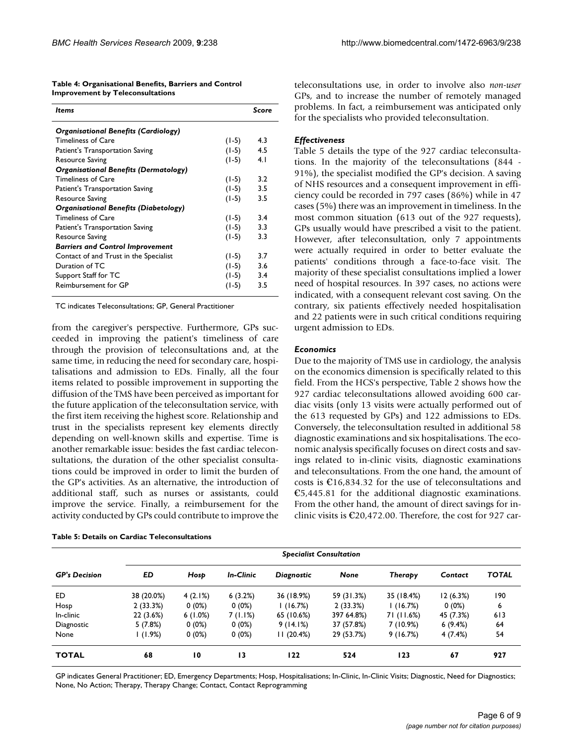**Table 4: Organisational Benefits, Barriers and Control Improvement by Teleconsultations**

| *Items* | | *Score* |
|---|---|---|
| ***Organisational Benefits (Cardiology)*** | | |
| Timeliness of Care | (1-5) | 4.3 |
| Patient's Transportation Saving | (1-5) | 4.5 |
| Resource Saving | (1-5) | 4.1 |
| ***Organisational Benefits (Dermatology)*** | | |
| Timeliness of Care | (1-5) | 3.2 |
| Patient's Transportation Saving | (1-5) | 3.5 |
| Resource Saving | (1-5) | 3.5 |
| ***Organisational Benefits (Diabetology)*** | | |
| Timeliness of Care | (1-5) | 3.4 |
| Patient's Transportation Saving | (1-5) | 3.3 |
| Resource Saving | (1-5) | 3.3 |
| ***Barriers and Control Improvement*** | | |
| Contact of and Trust in the Specialist | (1-5) | 3.7 |
| Duration of TC | (1-5) | 3.6 |
| Support Staff for TC | (1-5) | 3.4 |
| Reimbursement for GP | (1-5) | 3.5 |

TC indicates Teleconsultations; GP, General Practitioner

from the caregiver's perspective. Furthermore, GPs succeeded in improving the patient's timeliness of care through the provision of teleconsultations and, at the same time, in reducing the need for secondary care, hospitalisations and admission to EDs. Finally, all the four items related to possible improvement in supporting the diffusion of the TMS have been perceived as important for the future application of the teleconsultation service, with the first item receiving the highest score. Relationship and trust in the specialists represent key elements directly depending on well-known skills and expertise. Time is another remarkable issue: besides the fast cardiac teleconsultations, the duration of the other specialist consultations could be improved in order to limit the burden of the GP's activities. As an alternative, the introduction of additional staff, such as nurses or assistants, could improve the service. Finally, a reimbursement for the activity conducted by GPs could contribute to improve the teleconsultations use, in order to involve also *non-user* GPs, and to increase the number of remotely managed problems. In fact, a reimbursement was anticipated only for the specialists who provided teleconsultation.

### *Effectiveness*

Table 5 details the type of the 927 cardiac teleconsultations. In the majority of the teleconsultations (844 - 91%), the specialist modified the GP's decision. A saving of NHS resources and a consequent improvement in efficiency could be recorded in 797 cases (86%) while in 47 cases (5%) there was an improvement in timeliness. In the most common situation (613 out of the 927 requests), GPs usually would have prescribed a visit to the patient. However, after teleconsultation, only 7 appointments were actually required in order to better evaluate the patients' conditions through a face-to-face visit. The majority of these specialist consultations implied a lower need of hospital resources. In 397 cases, no actions were indicated, with a consequent relevant cost saving. On the contrary, six patients effectively needed hospitalisation and 22 patients were in such critical conditions requiring urgent admission to EDs.

### *Economics*

Due to the majority of TMS use in cardiology, the analysis on the economics dimension is specifically related to this field. From the HCS's perspective, Table 2 shows how the 927 cardiac teleconsultations allowed avoiding 600 cardiac visits (only 13 visits were actually performed out of the 613 requested by GPs) and 122 admissions to EDs. Conversely, the teleconsultation resulted in additional 58 diagnostic examinations and six hospitalisations. The economic analysis specifically focuses on direct costs and savings related to in-clinic visits, diagnostic examinations and teleconsultations. From the one hand, the amount of costs is €16,834.32 for the use of teleconsultations and €5,445.81 for the additional diagnostic examinations. From the other hand, the amount of direct savings for in-clinic visits is €20,472.00. Therefore, the cost for 927 car-

**Table 5: Details on Cardiac Teleconsultations**

| | *Specialist Consultation* | | | | | | | |
|---|---|---|---|---|---|---|---|---|
| ***GP's Decision*** | ***ED*** | ***Hosp*** | ***In-Clinic*** | ***Diagnostic*** | ***None*** | ***Therapy*** | ***Contact*** | ***TOTAL*** |
| ED | 38 (20.0%) | 4 (2.1%) | 6 (3.2%) | 36 (18.9%) | 59 (31.3%) | 35 (18.4%) | 12 (6.3%) | 190 |
| Hosp | 2 (33.3%) | 0 (0%) | 0 (0%) | 1 (16.7%) | 2 (33.3%) | 1 (16.7%) | 0 (0%) | 6 |
| In-clinic | 22 (3.6%) | 6 (1.0%) | 7 (1.1%) | 65 (10.6%) | 397 64.8%) | 71 (11.6%) | 45 (7.3%) | 613 |
| Diagnostic | 5 (7.8%) | 0 (0%) | 0 (0%) | 9 (14.1%) | 37 (57.8%) | 7 (10.9%) | 6 (9.4%) | 64 |
| None | 1 (1.9%) | 0 (0%) | 0 (0%) | 11 (20.4%) | 29 (53.7%) | 9 (16.7%) | 4 (7.4%) | 54 |
| **TOTAL** | **68** | **10** | **13** | **122** | **524** | **123** | **67** | **927** |

GP indicates General Practitioner; ED, Emergency Departments; Hosp, Hospitalisations; In-Clinic, In-Clinic Visits; Diagnostic, Need for Diagnostics; None, No Action; Therapy, Therapy Change; Contact, Contact Reprogramming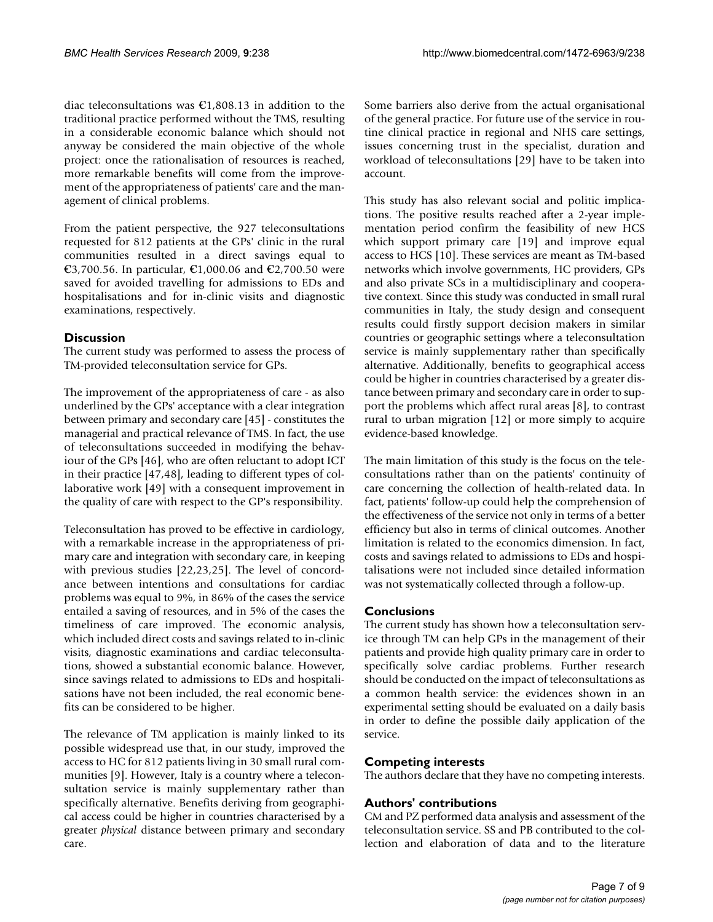diac teleconsultations was €1,808.13 in addition to the traditional practice performed without the TMS, resulting in a considerable economic balance which should not anyway be considered the main objective of the whole project: once the rationalisation of resources is reached, more remarkable benefits will come from the improvement of the appropriateness of patients' care and the management of clinical problems.

From the patient perspective, the 927 teleconsultations requested for 812 patients at the GPs' clinic in the rural communities resulted in a direct savings equal to €3,700.56. In particular, €1,000.06 and €2,700.50 were saved for avoided travelling for admissions to EDs and hospitalisations and for in-clinic visits and diagnostic examinations, respectively.

## Discussion

The current study was performed to assess the process of TM-provided teleconsultation service for GPs.

The improvement of the appropriateness of care - as also underlined by the GPs' acceptance with a clear integration between primary and secondary care [45] - constitutes the managerial and practical relevance of TMS. In fact, the use of teleconsultations succeeded in modifying the behaviour of the GPs [46], who are often reluctant to adopt ICT in their practice [47,48], leading to different types of collaborative work [49] with a consequent improvement in the quality of care with respect to the GP's responsibility.

Teleconsultation has proved to be effective in cardiology, with a remarkable increase in the appropriateness of primary care and integration with secondary care, in keeping with previous studies [22,23,25]. The level of concordance between intentions and consultations for cardiac problems was equal to 9%, in 86% of the cases the service entailed a saving of resources, and in 5% of the cases the timeliness of care improved. The economic analysis, which included direct costs and savings related to in-clinic visits, diagnostic examinations and cardiac teleconsultations, showed a substantial economic balance. However, since savings related to admissions to EDs and hospitalisations have not been included, the real economic benefits can be considered to be higher.

The relevance of TM application is mainly linked to its possible widespread use that, in our study, improved the access to HC for 812 patients living in 30 small rural communities [9]. However, Italy is a country where a teleconsultation service is mainly supplementary rather than specifically alternative. Benefits deriving from geographical access could be higher in countries characterised by a greater *physical* distance between primary and secondary care.

Some barriers also derive from the actual organisational of the general practice. For future use of the service in routine clinical practice in regional and NHS care settings, issues concerning trust in the specialist, duration and workload of teleconsultations [29] have to be taken into account.

This study has also relevant social and politic implications. The positive results reached after a 2-year implementation period confirm the feasibility of new HCS which support primary care [19] and improve equal access to HCS [10]. These services are meant as TM-based networks which involve governments, HC providers, GPs and also private SCs in a multidisciplinary and cooperative context. Since this study was conducted in small rural communities in Italy, the study design and consequent results could firstly support decision makers in similar countries or geographic settings where a teleconsultation service is mainly supplementary rather than specifically alternative. Additionally, benefits to geographical access could be higher in countries characterised by a greater distance between primary and secondary care in order to support the problems which affect rural areas [8], to contrast rural to urban migration [12] or more simply to acquire evidence-based knowledge.

The main limitation of this study is the focus on the teleconsultations rather than on the patients' continuity of care concerning the collection of health-related data. In fact, patients' follow-up could help the comprehension of the effectiveness of the service not only in terms of a better efficiency but also in terms of clinical outcomes. Another limitation is related to the economics dimension. In fact, costs and savings related to admissions to EDs and hospitalisations were not included since detailed information was not systematically collected through a follow-up.

## Conclusions

The current study has shown how a teleconsultation service through TM can help GPs in the management of their patients and provide high quality primary care in order to specifically solve cardiac problems. Further research should be conducted on the impact of teleconsultations as a common health service: the evidences shown in an experimental setting should be evaluated on a daily basis in order to define the possible daily application of the service.

## Competing interests

The authors declare that they have no competing interests.

## Authors' contributions

CM and PZ performed data analysis and assessment of the teleconsultation service. SS and PB contributed to the collection and elaboration of data and to the literature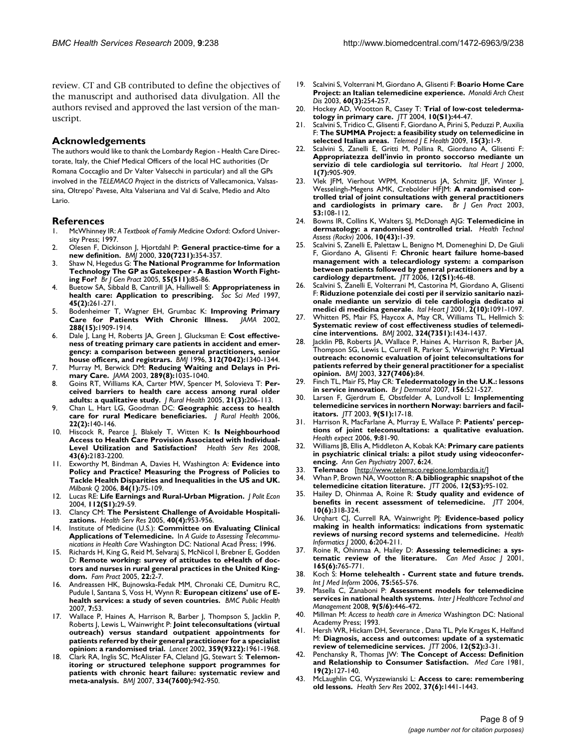review. CT and GB contributed to define the objectives of the manuscript and authorised data divulgation. All the authors revised and approved the last version of the manuscript.

## Acknowledgements

The authors would like to thank the Lombardy Region - Health Care Directorate, Italy, the Chief Medical Officers of the local HC authorities (Dr Romana Coccaglio and Dr Valter Valsecchi in particular) and all the GPs involved in the *TELEMACO Project* in the districts of Vallecamonica, Valsassina, Oltrepo' Pavese, Alta Valseriana and Val di Scalve, Medio and Alto Lario.

## References

1. McWhinney IR: *A Textbook of Family Medicine* Oxford: Oxford University Press; 1997.
2. Olesen F, Dickinson J, Hjortdahl P: **General practice-time for a new definition.** *BMJ* 2000, **320(7231):**354-357.
3. Shaw N, Hegedus G: **The National Programme for Information Technology The GP as Gatekeeper - A Bastion Worth Fighting For?** *Br J Gen Pract* 2005, **55(511):**85-86.
4. Buetow SA, Sibbald B, Cantrill JA, Halliwell S: **Appropriateness in health care: Application to prescribing.** *Soc Sci Med* 1997, **45(2):**261-271.
5. Bodenheimer T, Wagner EH, Grumbac K: **Improving Primary Care for Patients With Chronic Illness.** *JAMA* 2002, **288(15):**1909-1914.
6. Dale J, Lang H, Roberts JA, Green J, Glucksman E: **Cost effectiveness of treating primary care patients in accident and emergency: a comparison between general practitioners, senior house officers, and registrars.** *BMJ* 1996, **312(7042):**1340-1344.
7. Murray M, Berwick DM: **Reducing Waiting and Delays in Primary Care.** *JAMA* 2003, **289(8):**1035-1040.
8. Goins RT, Williams KA, Carter MW, Spencer M, Solovieva T: **Perceived barriers to health care access among rural older adults: a qualitative study.** *J Rural Health* 2005, **21(3):**206-113.
9. Chan L, Hart LG, Goodman DC: **Geographic access to health care for rural Medicare beneficiaries.** *J Rural Health* 2006, **22(2):**140-146.
10. Hiscock R, Pearce J, Blakely T, Witten K: **Is Neighbourhood Access to Health Care Provision Associated with Individual-Level Utilization and Satisfaction?** *Health Serv Res* 2008, **43(6):**2183-2200.
11. Exworthy M, Bindman A, Davies H, Washington A: **Evidence into Policy and Practice? Measuring the Progress of Policies to Tackle Health Disparities and Inequalities in the US and UK.** *Milbank Q* 2006, **84(1):**75-109.
12. Lucas RE: **Life Earnings and Rural-Urban Migration.** *J Polit Econ* 2004, **112(S1):**29-59.
13. Clancy CM: **The Persistent Challenge of Avoidable Hospitalizations.** *Health Serv Res* 2005, **40(4):**953-956.
14. Institute of Medicine (U.S.): **Committee on Evaluating Clinical Applications of Telemedicine.** In *A Guide to Assessing Telecommunications in Health Care* Washington DC: National Acad Press; 1996.
15. Richards H, King G, Reid M, Selvaraj S, McNicol I, Brebner E, Godden D: **Remote working: survey of attitudes to eHealth of doctors and nurses in rural general practices in the United Kingdom.** *Fam Pract* 2005, **22:**2-7.
16. Andreassen HK, Bujnowska-Fedak MM, Chronaki CE, Dumitru RC, Pudule I, Santana S, Voss H, Wynn R: **European citizens' use of E-health services: a study of seven countries.** *BMC Public Health* 2007, **7:**53.
17. Wallace P, Haines A, Harrison R, Barber J, Thompson S, Jacklin P, Roberts J, Lewis L, Wainwright P: **Joint teleconsultations (virtual outreach) versus standard outpatient appointments for patients referred by their general practitioner for a specialist opinion: a randomised trial.** *Lancet* 2002, **359(9322):**1961-1968.
18. Clark RA, Inglis SC, McAlister FA, Cleland JG, Stewart S: **Telemonitoring or structured telephone support programmes for patients with chronic heart failure: systematic review and meta-analysis.** *BMJ* 2007, **334(7600):**942-950.
19. Scalvini S, Volterrani M, Giordano A, Glisenti F: **Boario Home Care Project: an Italian telemedicine experience.** *Monaldi Arch Chest Dis* 2003, **60(3):**254-257.
20. Hockey AD, Wootton R, Casey T: **Trial of low-cost teledermatology in primary care.** *JTT* 2004, **10(S1):**44-47.
21. Scalvini S, Tridico C, Glisenti F, Giordano A, Pirini S, Peduzzi P, Auxilia F: **The SUMMA Project: a feasibility study on telemedicine in selected Italian areas.** *Telemed J E Health* 2009, **15(3):**1-9.
22. Scalvini S, Zanelli E, Gritti M, Pollina R, Giordano A, Glisenti F: **Appropriatezza dell'invio in pronto soccorso mediante un servizio di tele cardiologia sul territorio.** *Ital Heart J* 2000, **1(7):**905-909.
23. Vlek JFM, Vierhout WPM, Knottnerus JA, Schmitz JJF, Winter J, Wesselingh-Megens AMK, Crebolder HFJM: **A randomised controlled trial of joint consultations with general practitioners and cardiologists in primary care.** *Br J Gen Pract* 2003, **53:**108-112.
24. Bowns IR, Collins K, Walters SJ, McDonagh AJG: **Telemedicine in dermatology: a randomised controlled trial.** *Health Technol Assess (Rocky)* 2006, **10(43):**1-39.
25. Scalvini S, Zanelli E, Palettaw L, Benigno M, Domeneghini D, De Giuli F, Giordano A, Glisenti F: **Chronic heart failure home-based management with a telecardiology system: a comparison between patients followed by general practitioners and by a cardiology department.** *JTT* 2006, **12(S1):**46-48.
26. Scalvini S, Zanelli E, Volterrani M, Castorina M, Giordano A, Glisenti F: **Riduzione potenziale dei costi per il servizio sanitario nazionale mediante un servizio di tele cardiologia dedicato ai medici di medicina generale.** *Ital Heart J* 2001, **2(10):**1091-1097.
27. Whitten PS, Mair FS, Haycox A, May CR, Williams TL, Hellmich S: **Systematic review of cost effectiveness studies of telemedicine interventions.** *BMJ* 2002, **324(7351):**1434-1437.
28. Jacklin PB, Roberts JA, Wallace P, Haines A, Harrison R, Barber JA, Thompson SG, Lewis L, Currell R, Parker S, Wainwright P: **Virtual outreach: economic evaluation of joint teleconsultations for patients referred by their general practitioner for a specialist opinion.** *BMJ* 2003, **327(7406):**84.
29. Finch TL, Mair FS, May CR: **Teledermatology in the U.K.: lessons in service innovation.** *Br J Dermatol* 2007, **156:**521-527.
30. Larsen F, Gjerdrum E, Obstfelder A, Lundvoll L: **Implementing telemedicine services in northern Norway: barriers and facilitators.** *JTT* 2003, **9(S1):**17-18.
31. Harrison R, MacFarlane A, Murray E, Wallace P: **Patients' perceptions of joint teleconsultations: a qualitative evaluation.** *Health expect* 2006, **9:**81-90.
32. Williams JB, Ellis A, Middleton A, Kobak KA: **Primary care patients in psychiatric clinical trials: a pilot study using videoconferencing.** *Ann Gen Psychiatry* 2007, **6:**24.
33. **Telemaco** [http://www.telemaco.regione.lombardia.it/]
34. Whan P, Brown NA, Wootton R: **A bibliographic snapshot of the telemedicine citation literature.** *JTT* 2006, **12(S3):**95-102.
35. Hailey D, Ohinmaa A, Roine R: **Study quality and evidence of benefits in recent assessment of telemedicine.** *JTT* 2004, **10(6):**318-324.
36. Urqhart CJ, Currell RA, Wainwright PJ: **Evidence-based policy making in health informatics: indications from systematic reviews of nursing record systems and telemedicine.** *Health Informatics J* 2000, **6:**204-211.
37. Roine R, Ohinmaa A, Hailey D: **Assessing telemedicine: a systematic review of the literature.** *Can Med Assoc J* 2001, **165(6):**765-771.
38. Koch S: **Home telehealth - Current state and future trends.** *Int J Med Inform* 2006, **75:**565-576.
39. Masella C, Zanaboni P: **Assessment models for telemedicine services in national health systems.** *Inter J Healthcare Technol and Management* 2008, **9(5/6):**446-472.
40. Millman M: *Access to health care in America* Washington DC: National Academy Press; 1993.
41. Hersh WR, Hickam DH, Severance , Dana TL, Pyle Krages K, Helfand M: **Diagnosis, access and outcomes: update of a systematic review of telemedicine services.** *JTT* 2006, **12(S2):**3-31.
42. Penchansky R, Thomas JW: **The Concept of Access: Definition and Relationship to Consumer Satisfaction.** *Med Care* 1981, **19(2):**127-140.
43. McLaughlin CG, Wyszewianski L: **Access to care: remembering old lessons.** *Health Serv Res* 2002, **37(6):**1441-1443.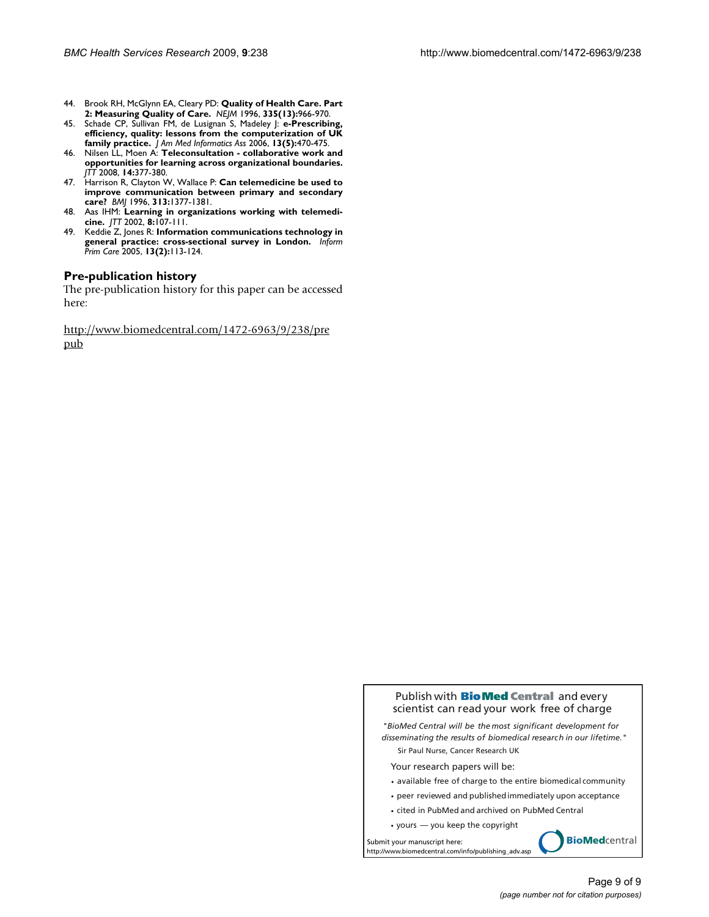44. Brook RH, McGlynn EA, Cleary PD: **Quality of Health Care. Part 2: Measuring Quality of Care.** *NEJM* 1996, **335(13):**966-970.
45. Schade CP, Sullivan FM, de Lusignan S, Madeley J: **e-Prescribing, efficiency, quality: lessons from the computerization of UK family practice.** *J Am Med Informatics Ass* 2006, **13(5):**470-475.
46. Nilsen LL, Moen A: **Teleconsultation - collaborative work and opportunities for learning across organizational boundaries.** *JTT* 2008, **14:**377-380.
47. Harrison R, Clayton W, Wallace P: **Can telemedicine be used to improve communication between primary and secondary care?** *BMJ* 1996, **313:**1377-1381.
48. Aas IHM: **Learning in organizations working with telemedicine.** *JTT* 2002, **8:**107-111.
49. Keddie Z, Jones R: **Information communications technology in general practice: cross-sectional survey in London.** *Inform Prim Care* 2005, **13(2):**113-124.

## Pre-publication history

The pre-publication history for this paper can be accessed here:

http://www.biomedcentral.com/1472-6963/9/238/prepub

Publish with **BioMed Central** and every scientist can read your work free of charge

*"BioMed Central will be the most significant development for disseminating the results of biomedical research in our lifetime."*

Sir Paul Nurse, Cancer Research UK

Your research papers will be:

- available free of charge to the entire biomedical community
- peer reviewed and published immediately upon acceptance
- cited in PubMed and archived on PubMed Central
- yours — you keep the copyright

Submit your manuscript here:
http://www.biomedcentral.com/info/publishing_adv.asp

**BioMed**central